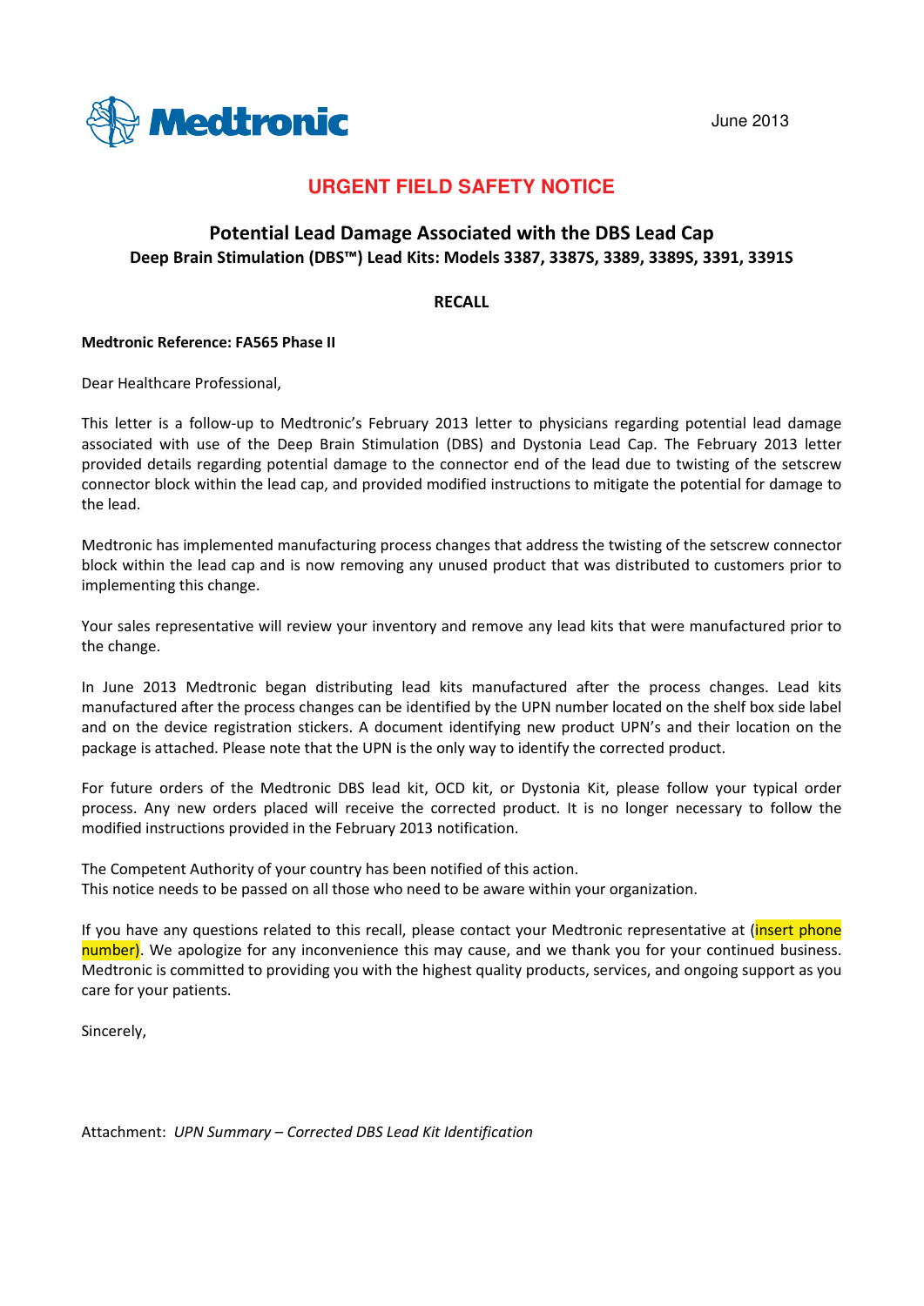Medtronic

June 2013

# URGENT FIELD SAFETY NOTICE

## Potential Lead Damage Associated with the DBS Lead Cap

**Deep Brain Stimulation (DBS™) Lead Kits: Models 3387, 3387S, 3389, 3389S, 3391, 3391S**

**RECALL**

**Medtronic Reference: FA565 Phase II**

Dear Healthcare Professional,

This letter is a follow-up to Medtronic's February 2013 letter to physicians regarding potential lead damage associated with use of the Deep Brain Stimulation (DBS) and Dystonia Lead Cap. The February 2013 letter provided details regarding potential damage to the connector end of the lead due to twisting of the setscrew connector block within the lead cap, and provided modified instructions to mitigate the potential for damage to the lead.

Medtronic has implemented manufacturing process changes that address the twisting of the setscrew connector block within the lead cap and is now removing any unused product that was distributed to customers prior to implementing this change.

Your sales representative will review your inventory and remove any lead kits that were manufactured prior to the change.

In June 2013 Medtronic began distributing lead kits manufactured after the process changes. Lead kits manufactured after the process changes can be identified by the UPN number located on the shelf box side label and on the device registration stickers. A document identifying new product UPN's and their location on the package is attached. Please note that the UPN is the only way to identify the corrected product.

For future orders of the Medtronic DBS lead kit, OCD kit, or Dystonia Kit, please follow your typical order process. Any new orders placed will receive the corrected product. It is no longer necessary to follow the modified instructions provided in the February 2013 notification.

The Competent Authority of your country has been notified of this action.
This notice needs to be passed on all those who need to be aware within your organization.

If you have any questions related to this recall, please contact your Medtronic representative at (insert phone number). We apologize for any inconvenience this may cause, and we thank you for your continued business. Medtronic is committed to providing you with the highest quality products, services, and ongoing support as you care for your patients.

Sincerely,

Attachment: *UPN Summary – Corrected DBS Lead Kit Identification*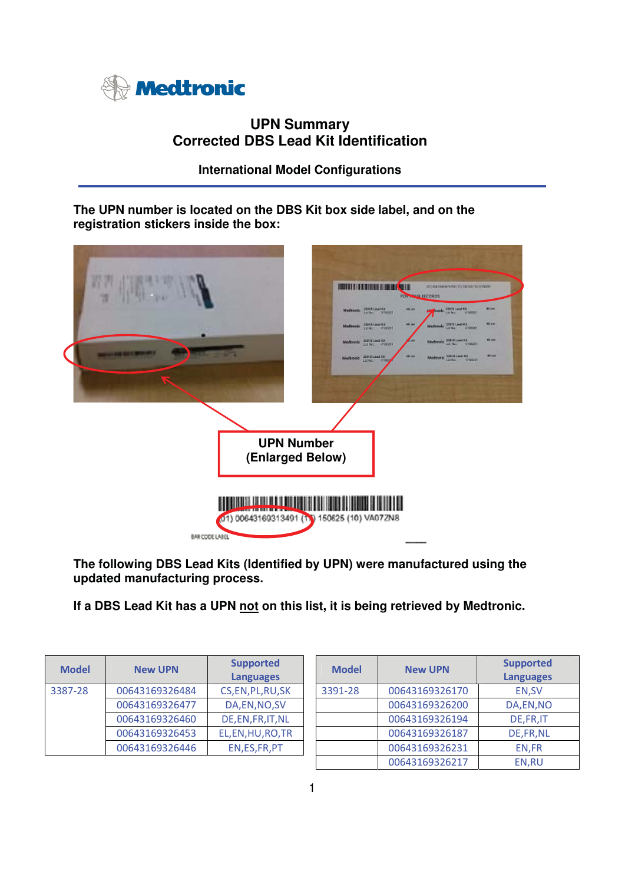# UPN Summary
## Corrected DBS Lead Kit Identification

### International Model Configurations

**The UPN number is located on the DBS Kit box side label, and on the registration stickers inside the box:**

**UPN Number (Enlarged Below)**

(01) 00643169313491 (17) 150625 (10) VA07ZN8

**The following DBS Lead Kits (Identified by UPN) were manufactured using the updated manufacturing process.**

**If a DBS Lead Kit has a UPN not on this list, it is being retrieved by Medtronic.**

| Model | New UPN | Supported Languages |
|---|---|---|
| 3387-28 | 00643169326484 | CS,EN,PL,RU,SK |
| | 00643169326477 | DA,EN,NO,SV |
| | 00643169326460 | DE,EN,FR,IT,NL |
| | 00643169326453 | EL,EN,HU,RO,TR |
| | 00643169326446 | EN,ES,FR,PT |

| Model | New UPN | Supported Languages |
|---|---|---|
| 3391-28 | 00643169326170 | EN,SV |
| | 00643169326200 | DA,EN,NO |
| | 00643169326194 | DE,FR,IT |
| | 00643169326187 | DE,FR,NL |
| | 00643169326231 | EN,FR |
| | 00643169326217 | EN,RU |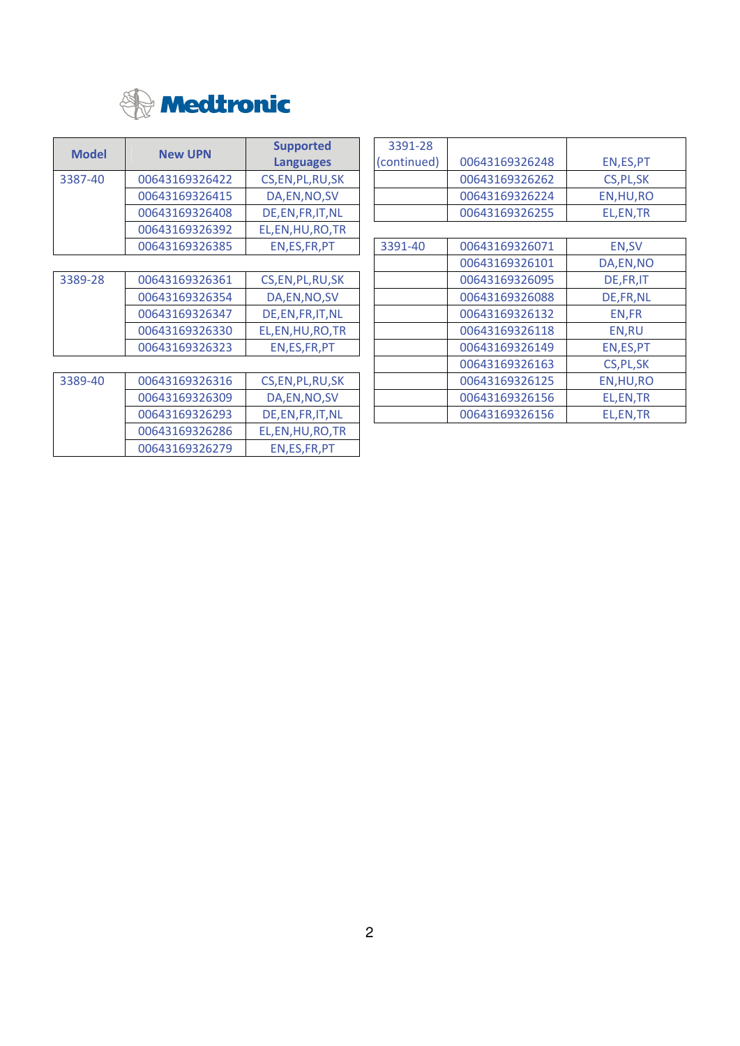Medtronic

| Model | New UPN | Supported Languages |
|---|---|---|
| 3387-40 | 00643169326422 | CS,EN,PL,RU,SK |
| | 00643169326415 | DA,EN,NO,SV |
| | 00643169326408 | DE,EN,FR,IT,NL |
| | 00643169326392 | EL,EN,HU,RO,TR |
| | 00643169326385 | EN,ES,FR,PT |
| 3389-28 | 00643169326361 | CS,EN,PL,RU,SK |
| | 00643169326354 | DA,EN,NO,SV |
| | 00643169326347 | DE,EN,FR,IT,NL |
| | 00643169326330 | EL,EN,HU,RO,TR |
| | 00643169326323 | EN,ES,FR,PT |
| 3389-40 | 00643169326316 | CS,EN,PL,RU,SK |
| | 00643169326309 | DA,EN,NO,SV |
| | 00643169326293 | DE,EN,FR,IT,NL |
| | 00643169326286 | EL,EN,HU,RO,TR |
| | 00643169326279 | EN,ES,FR,PT |

| | | |
|---|---|---|
| 3391-28 (continued) | 00643169326248 | EN,ES,PT |
| | 00643169326262 | CS,PL,SK |
| | 00643169326224 | EN,HU,RO |
| | 00643169326255 | EL,EN,TR |

| | | |
|---|---|---|
| 3391-40 | 00643169326071 | EN,SV |
| | 00643169326101 | DA,EN,NO |
| | 00643169326095 | DE,FR,IT |
| | 00643169326088 | DE,FR,NL |
| | 00643169326132 | EN,FR |
| | 00643169326118 | EN,RU |
| | 00643169326149 | EN,ES,PT |
| | 00643169326163 | CS,PL,SK |
| | 00643169326125 | EN,HU,RO |
| | 00643169326156 | EL,EN,TR |
| | 00643169326156 | EL,EN,TR |